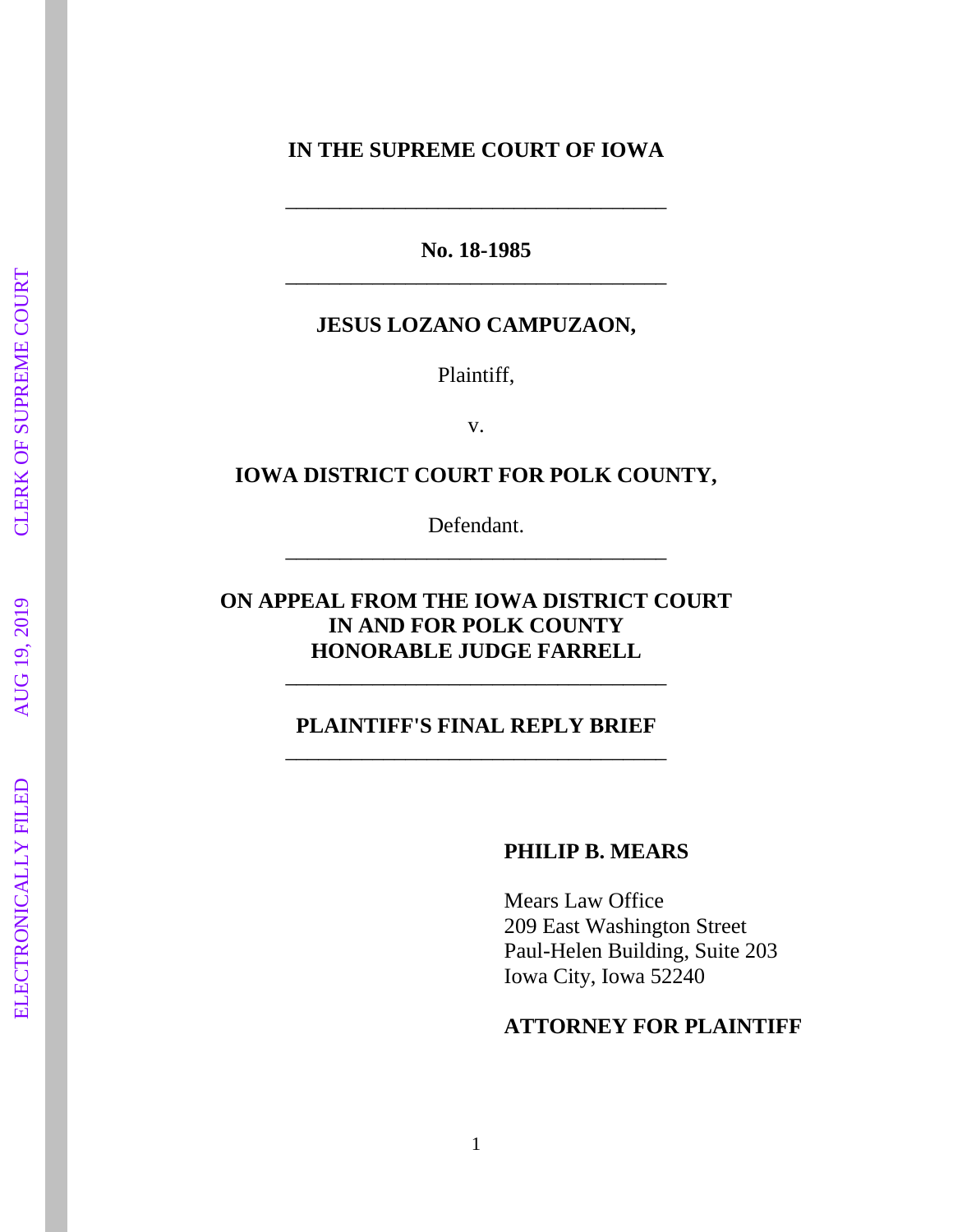**IN THE SUPREME COURT OF IOWA**

---

**No. 18-1985**

---

**JESUS LOZANO CAMPUZAON,**

Plaintiff,

v.

**IOWA DISTRICT COURT FOR POLK COUNTY,**

Defendant.

---

**ON APPEAL FROM THE IOWA DISTRICT COURT**
**IN AND FOR POLK COUNTY**
**HONORABLE JUDGE FARRELL**

---

**PLAINTIFF'S FINAL REPLY BRIEF**

---

**PHILIP B. MEARS**

Mears Law Office
209 East Washington Street
Paul-Helen Building, Suite 203
Iowa City, Iowa 52240

**ATTORNEY FOR PLAINTIFF**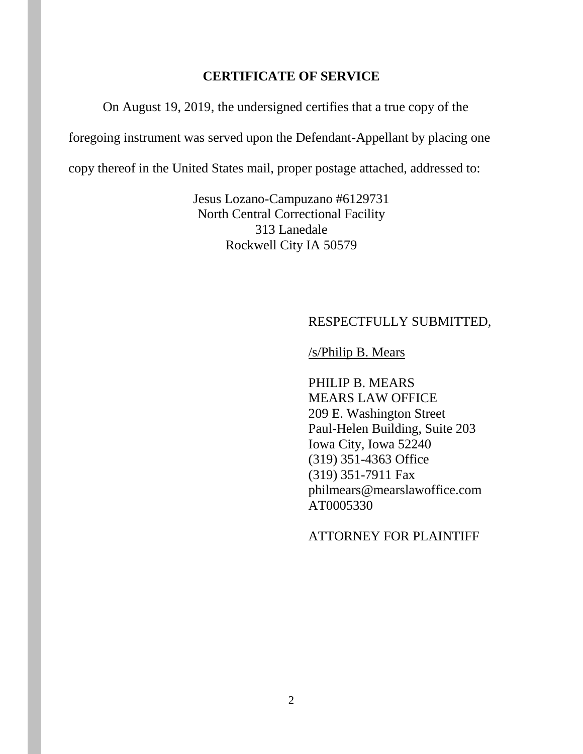**CERTIFICATE OF SERVICE**

On August 19, 2019, the undersigned certifies that a true copy of the foregoing instrument was served upon the Defendant-Appellant by placing one copy thereof in the United States mail, proper postage attached, addressed to:

Jesus Lozano-Campuzano #6129731
North Central Correctional Facility
313 Lanedale
Rockwell City IA 50579

RESPECTFULLY SUBMITTED,

/s/Philip B. Mears

PHILIP B. MEARS
MEARS LAW OFFICE
209 E. Washington Street
Paul-Helen Building, Suite 203
Iowa City, Iowa 52240
(319) 351-4363 Office
(319) 351-7911 Fax
philmears@mearslawoffice.com
AT0005330

ATTORNEY FOR PLAINTIFF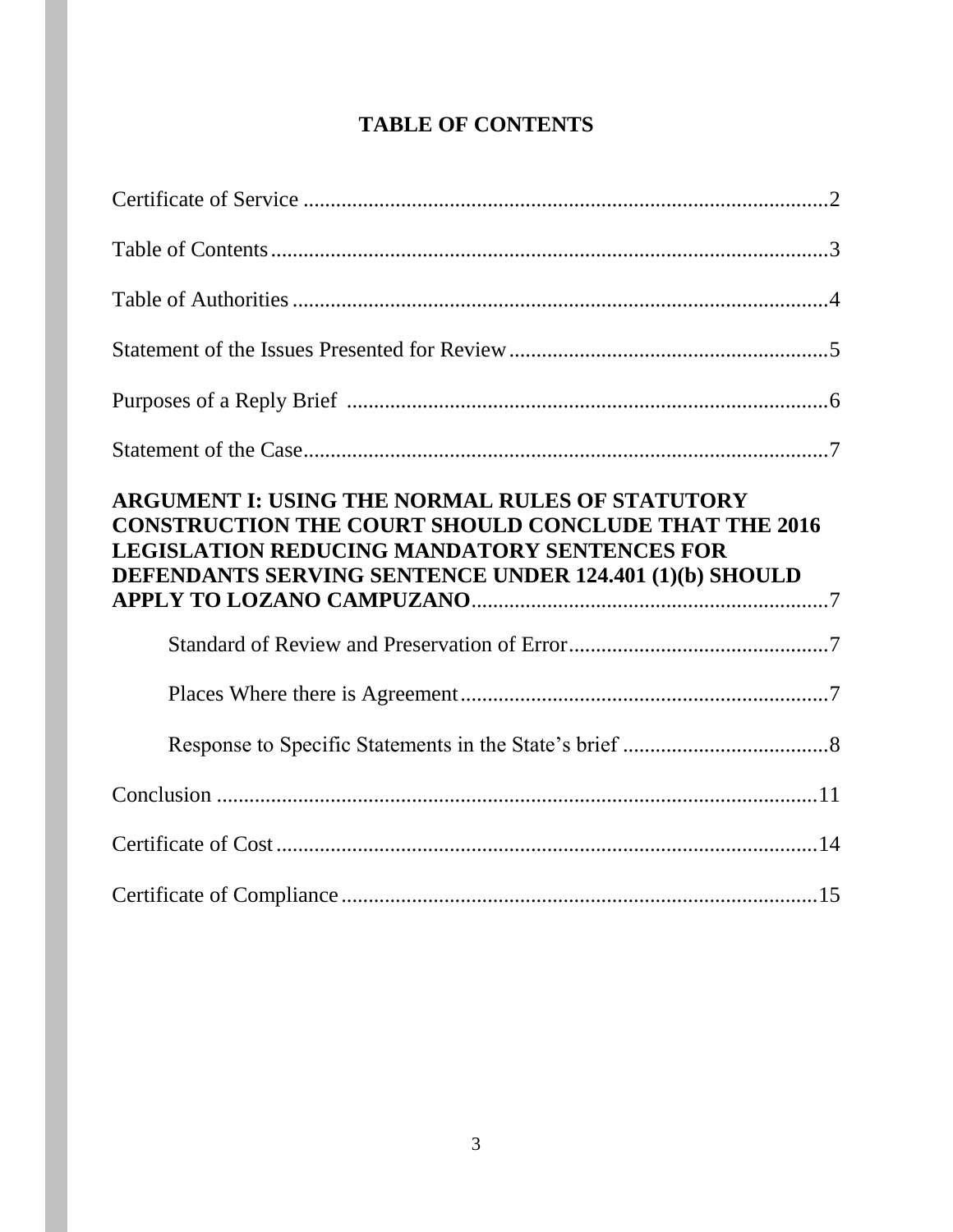## TABLE OF CONTENTS

Certificate of Service ..........................................................................................2

Table of Contents ................................................................................................3

Table of Authorities ............................................................................................4

Statement of the Issues Presented for Review ....................................................5

Purposes of a Reply Brief ...................................................................................6

Statement of the Case ..........................................................................................7

**ARGUMENT I: USING THE NORMAL RULES OF STATUTORY CONSTRUCTION THE COURT SHOULD CONCLUDE THAT THE 2016 LEGISLATION REDUCING MANDATORY SENTENCES FOR DEFENDANTS SERVING SENTENCE UNDER 124.401 (1)(b) SHOULD APPLY TO LOZANO CAMPUZANO**..................................................................7

Standard of Review and Preservation of Error ..........................................7

Places Where there is Agreement ..............................................................7

Response to Specific Statements in the State's brief .................................8

Conclusion .........................................................................................................11

Certificate of Cost ..............................................................................................14

Certificate of Compliance ..................................................................................15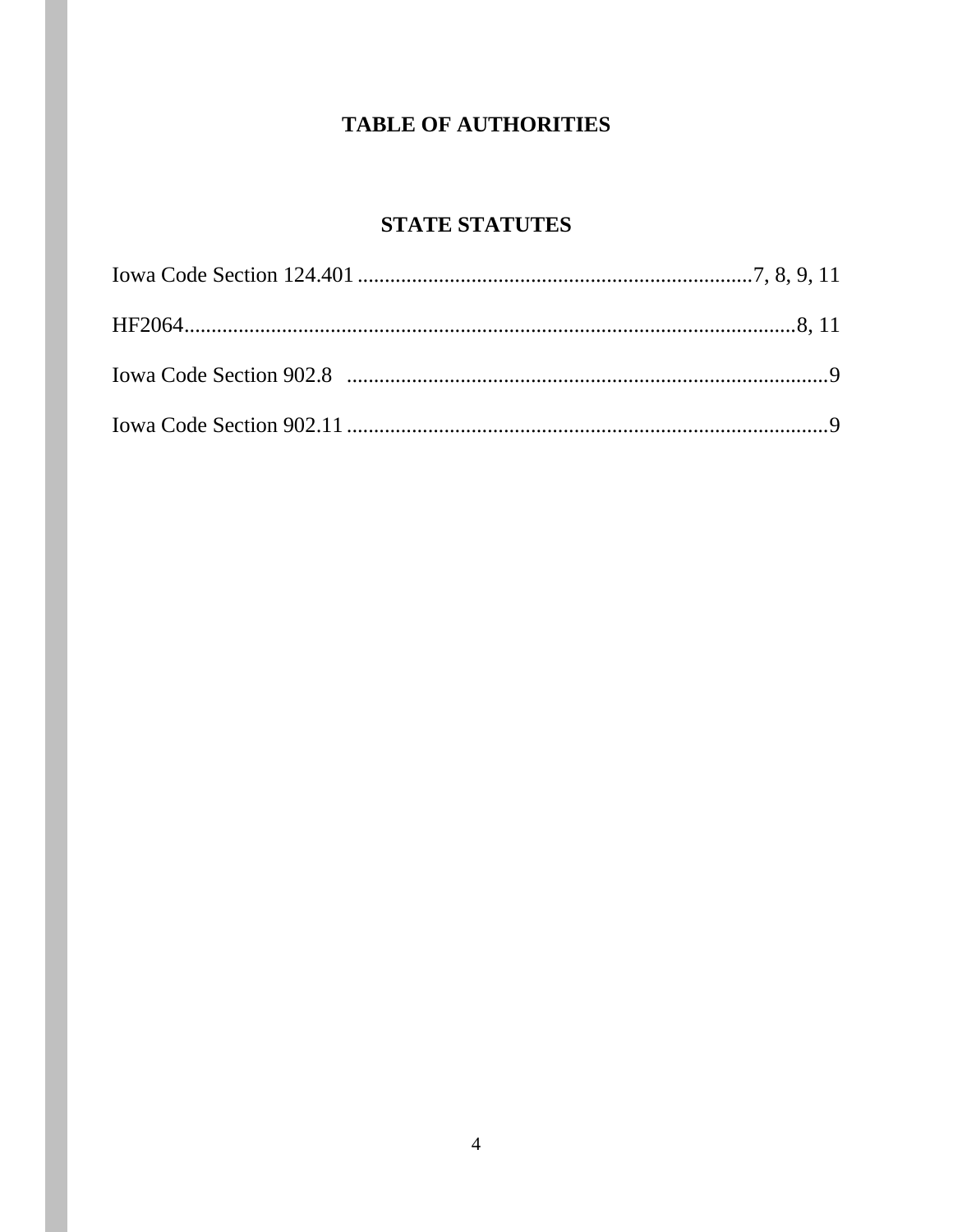# TABLE OF AUTHORITIES

## STATE STATUTES

Iowa Code Section 124.401 ........................................................................7, 8, 9, 11

HF2064..................................................................................................................8, 11

Iowa Code Section 902.8 .........................................................................................9

Iowa Code Section 902.11 .........................................................................................9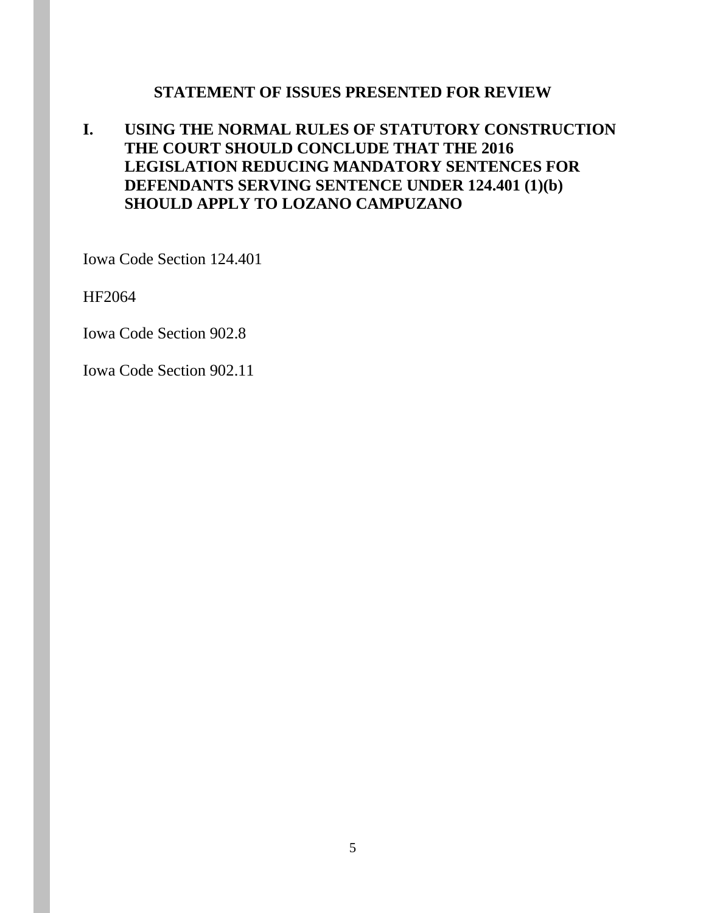## STATEMENT OF ISSUES PRESENTED FOR REVIEW

**I. USING THE NORMAL RULES OF STATUTORY CONSTRUCTION THE COURT SHOULD CONCLUDE THAT THE 2016 LEGISLATION REDUCING MANDATORY SENTENCES FOR DEFENDANTS SERVING SENTENCE UNDER 124.401 (1)(b) SHOULD APPLY TO LOZANO CAMPUZANO**

Iowa Code Section 124.401

HF2064

Iowa Code Section 902.8

Iowa Code Section 902.11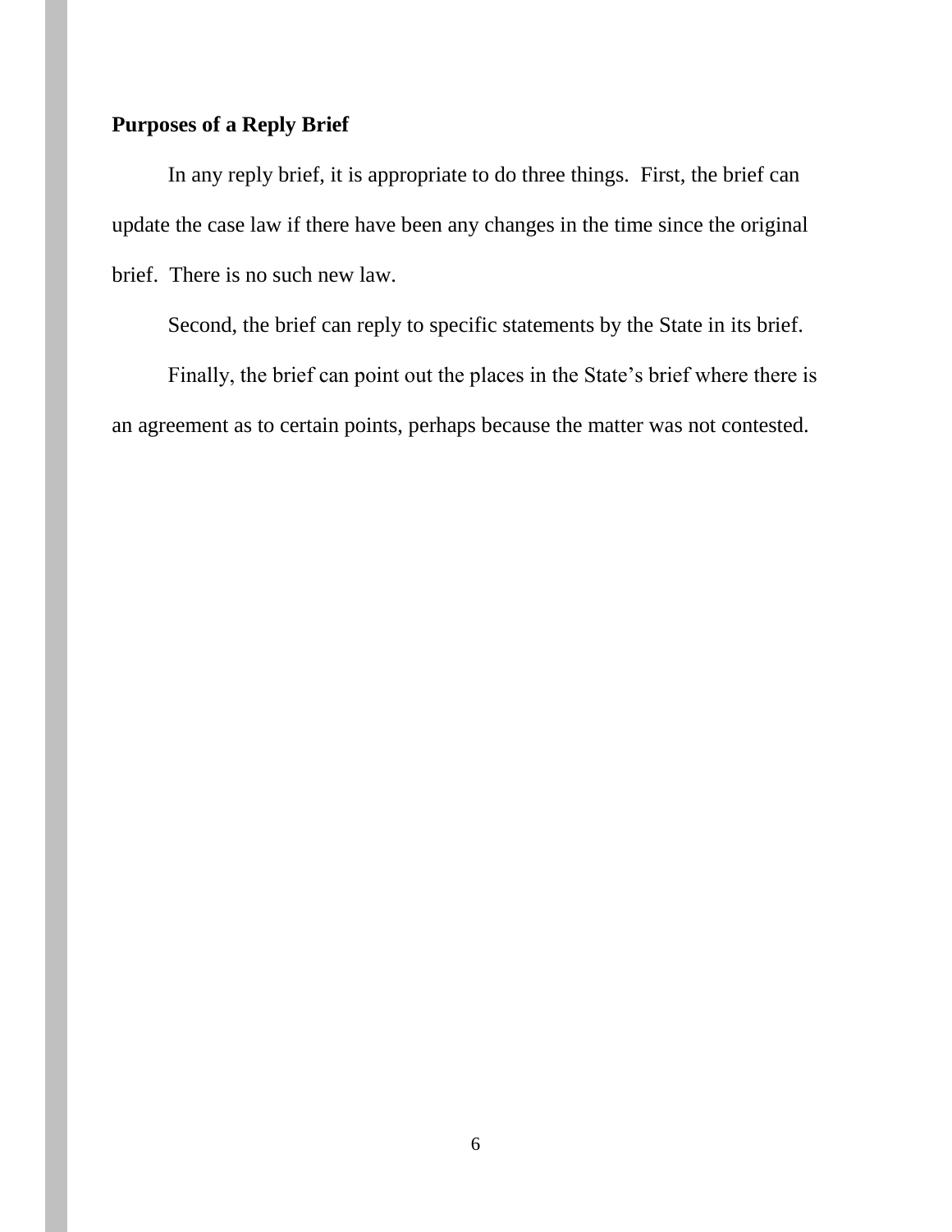**Purposes of a Reply Brief**

In any reply brief, it is appropriate to do three things. First, the brief can update the case law if there have been any changes in the time since the original brief. There is no such new law.

Second, the brief can reply to specific statements by the State in its brief.

Finally, the brief can point out the places in the State's brief where there is an agreement as to certain points, perhaps because the matter was not contested.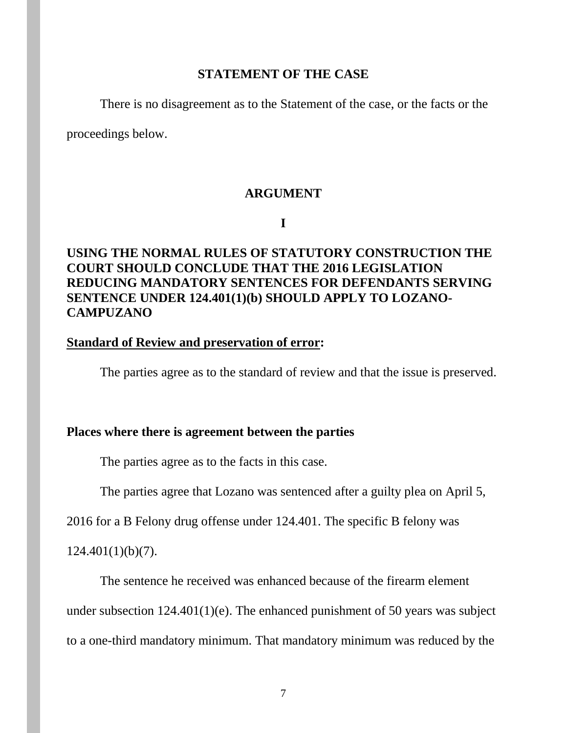## STATEMENT OF THE CASE

There is no disagreement as to the Statement of the case, or the facts or the proceedings below.

## ARGUMENT

### I

### USING THE NORMAL RULES OF STATUTORY CONSTRUCTION THE COURT SHOULD CONCLUDE THAT THE 2016 LEGISLATION REDUCING MANDATORY SENTENCES FOR DEFENDANTS SERVING SENTENCE UNDER 124.401(1)(b) SHOULD APPLY TO LOZANO-CAMPUZANO

**Standard of Review and preservation of error:**

The parties agree as to the standard of review and that the issue is preserved.

**Places where there is agreement between the parties**

The parties agree as to the facts in this case.

The parties agree that Lozano was sentenced after a guilty plea on April 5, 2016 for a B Felony drug offense under 124.401. The specific B felony was 124.401(1)(b)(7).

The sentence he received was enhanced because of the firearm element under subsection 124.401(1)(e). The enhanced punishment of 50 years was subject to a one-third mandatory minimum. That mandatory minimum was reduced by the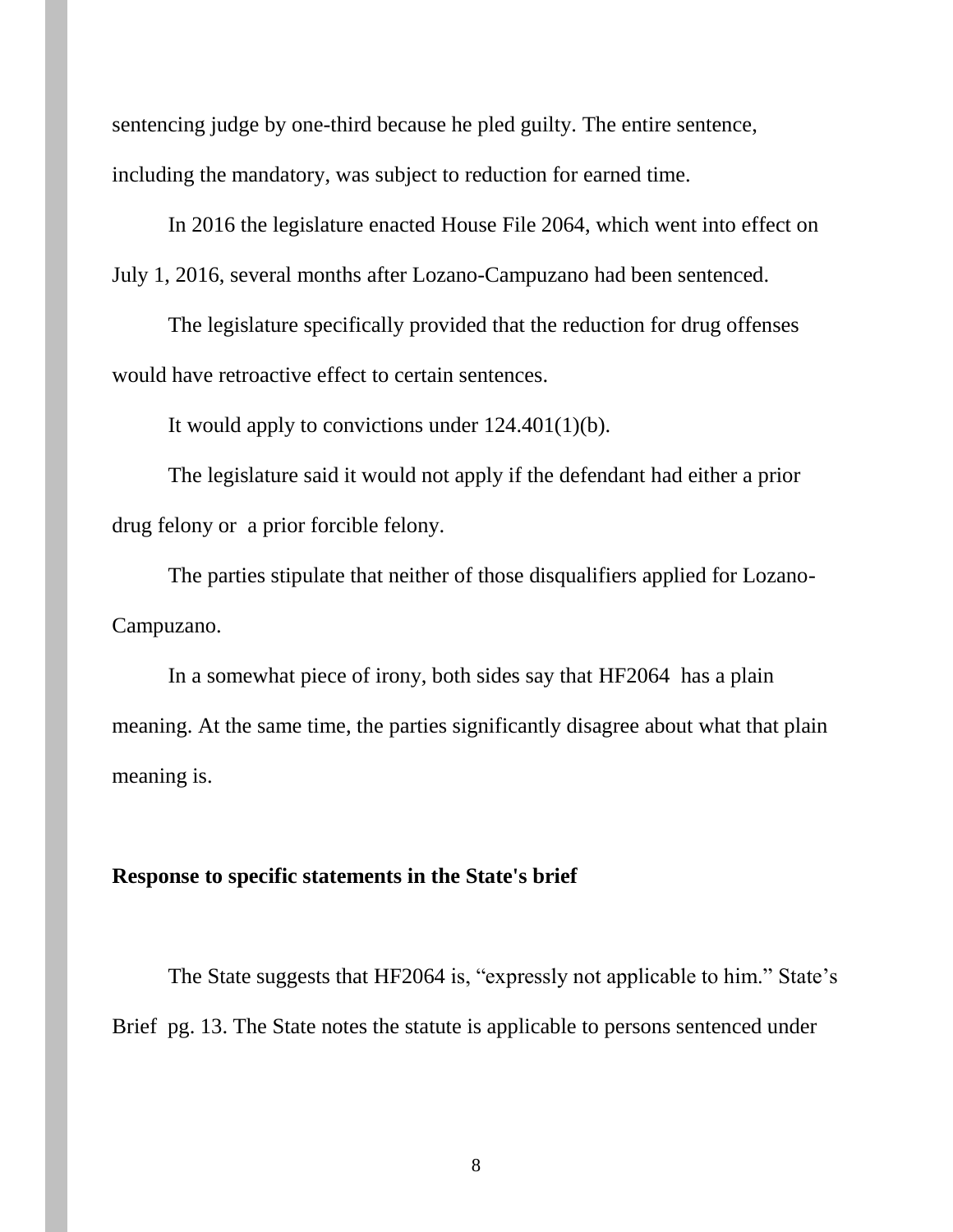sentencing judge by one-third because he pled guilty. The entire sentence, including the mandatory, was subject to reduction for earned time.

In 2016 the legislature enacted House File 2064, which went into effect on July 1, 2016, several months after Lozano-Campuzano had been sentenced.

The legislature specifically provided that the reduction for drug offenses would have retroactive effect to certain sentences.

It would apply to convictions under 124.401(1)(b).

The legislature said it would not apply if the defendant had either a prior drug felony or a prior forcible felony.

The parties stipulate that neither of those disqualifiers applied for Lozano-Campuzano.

In a somewhat piece of irony, both sides say that HF2064 has a plain meaning. At the same time, the parties significantly disagree about what that plain meaning is.

**Response to specific statements in the State's brief**

The State suggests that HF2064 is, "expressly not applicable to him." State's Brief pg. 13. The State notes the statute is applicable to persons sentenced under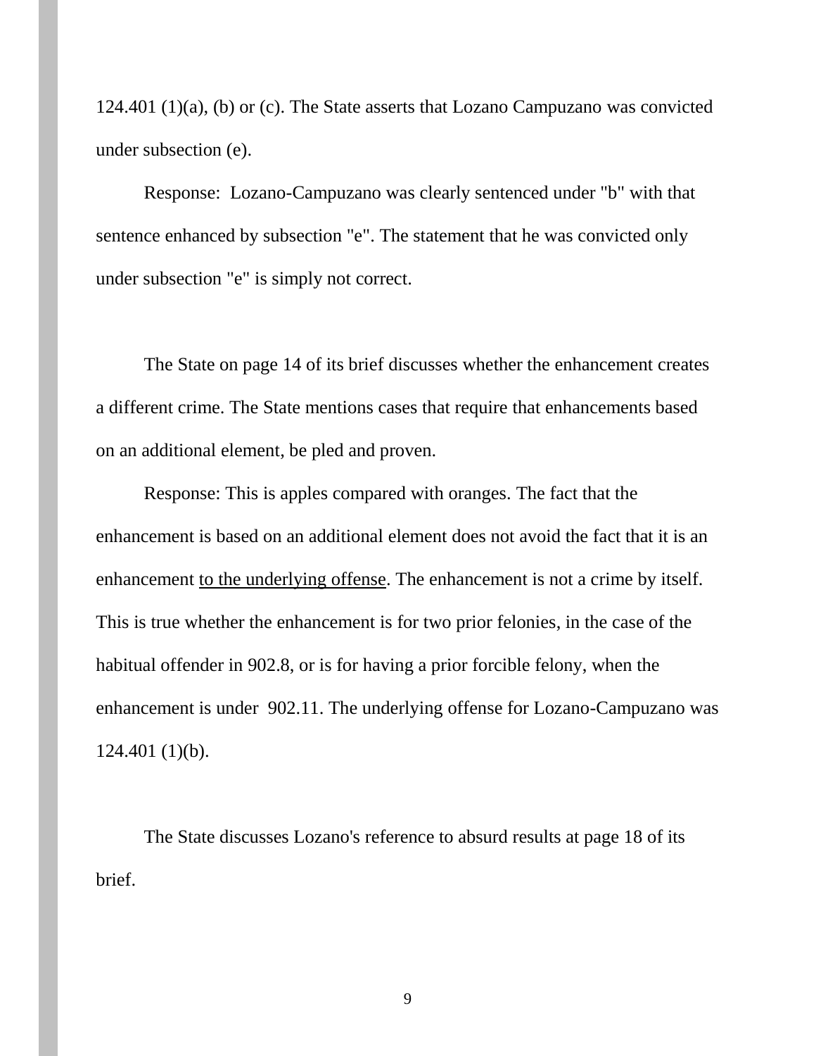124.401 (1)(a), (b) or (c). The State asserts that Lozano Campuzano was convicted under subsection (e).

Response: Lozano-Campuzano was clearly sentenced under "b" with that sentence enhanced by subsection "e". The statement that he was convicted only under subsection "e" is simply not correct.

The State on page 14 of its brief discusses whether the enhancement creates a different crime. The State mentions cases that require that enhancements based on an additional element, be pled and proven.

Response: This is apples compared with oranges. The fact that the enhancement is based on an additional element does not avoid the fact that it is an enhancement <u>to the underlying offense</u>. The enhancement is not a crime by itself. This is true whether the enhancement is for two prior felonies, in the case of the habitual offender in 902.8, or is for having a prior forcible felony, when the enhancement is under 902.11. The underlying offense for Lozano-Campuzano was 124.401 (1)(b).

The State discusses Lozano's reference to absurd results at page 18 of its brief.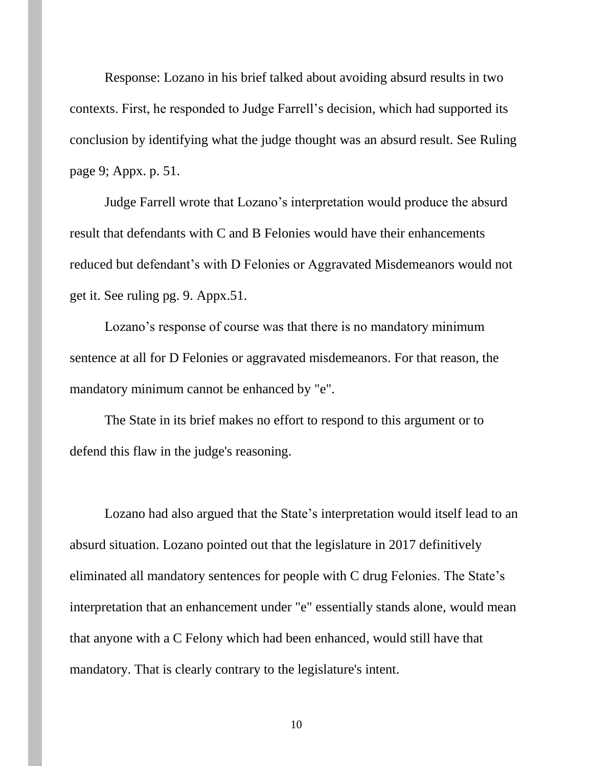Response: Lozano in his brief talked about avoiding absurd results in two contexts. First, he responded to Judge Farrell's decision, which had supported its conclusion by identifying what the judge thought was an absurd result. See Ruling page 9; Appx. p. 51.

Judge Farrell wrote that Lozano's interpretation would produce the absurd result that defendants with C and B Felonies would have their enhancements reduced but defendant's with D Felonies or Aggravated Misdemeanors would not get it. See ruling pg. 9. Appx.51.

Lozano's response of course was that there is no mandatory minimum sentence at all for D Felonies or aggravated misdemeanors. For that reason, the mandatory minimum cannot be enhanced by "e".

The State in its brief makes no effort to respond to this argument or to defend this flaw in the judge's reasoning.

Lozano had also argued that the State's interpretation would itself lead to an absurd situation. Lozano pointed out that the legislature in 2017 definitively eliminated all mandatory sentences for people with C drug Felonies. The State's interpretation that an enhancement under "e" essentially stands alone, would mean that anyone with a C Felony which had been enhanced, would still have that mandatory. That is clearly contrary to the legislature's intent.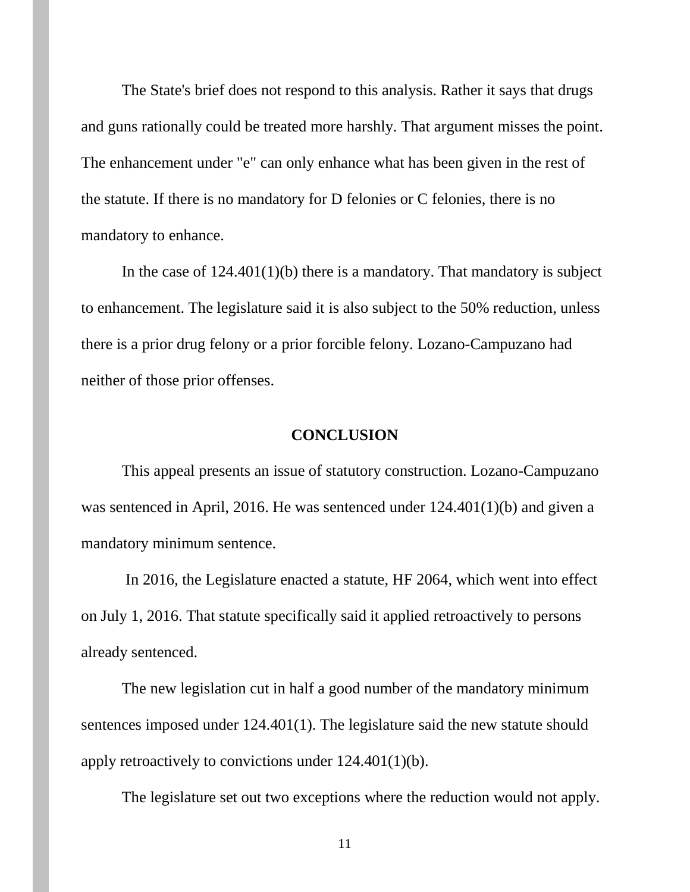The State's brief does not respond to this analysis. Rather it says that drugs and guns rationally could be treated more harshly. That argument misses the point. The enhancement under "e" can only enhance what has been given in the rest of the statute. If there is no mandatory for D felonies or C felonies, there is no mandatory to enhance.

In the case of 124.401(1)(b) there is a mandatory. That mandatory is subject to enhancement. The legislature said it is also subject to the 50% reduction, unless there is a prior drug felony or a prior forcible felony. Lozano-Campuzano had neither of those prior offenses.

## CONCLUSION

This appeal presents an issue of statutory construction. Lozano-Campuzano was sentenced in April, 2016. He was sentenced under 124.401(1)(b) and given a mandatory minimum sentence.

In 2016, the Legislature enacted a statute, HF 2064, which went into effect on July 1, 2016. That statute specifically said it applied retroactively to persons already sentenced.

The new legislation cut in half a good number of the mandatory minimum sentences imposed under 124.401(1). The legislature said the new statute should apply retroactively to convictions under 124.401(1)(b).

The legislature set out two exceptions where the reduction would not apply.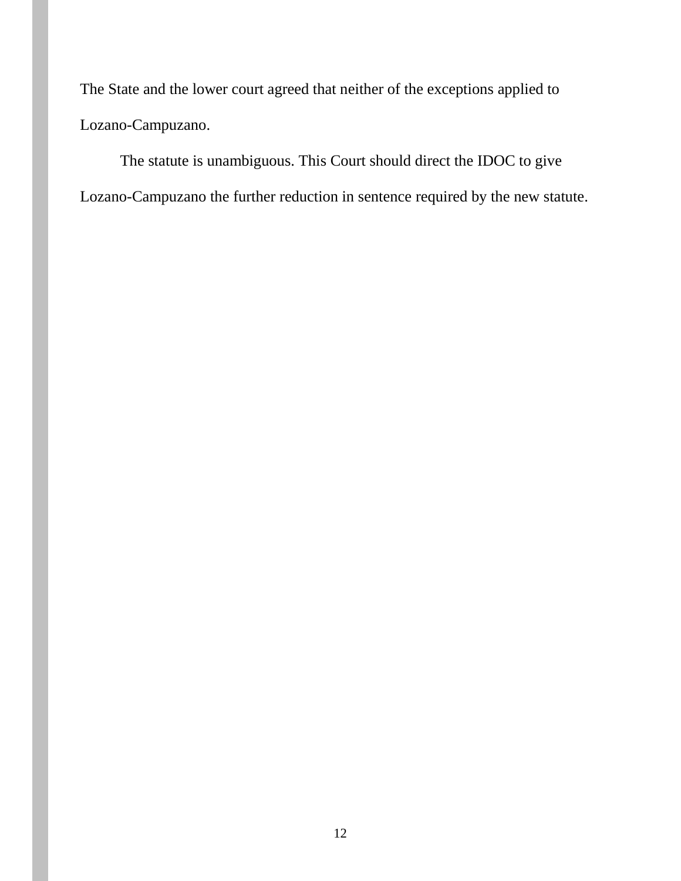The State and the lower court agreed that neither of the exceptions applied to Lozano-Campuzano.

The statute is unambiguous. This Court should direct the IDOC to give Lozano-Campuzano the further reduction in sentence required by the new statute.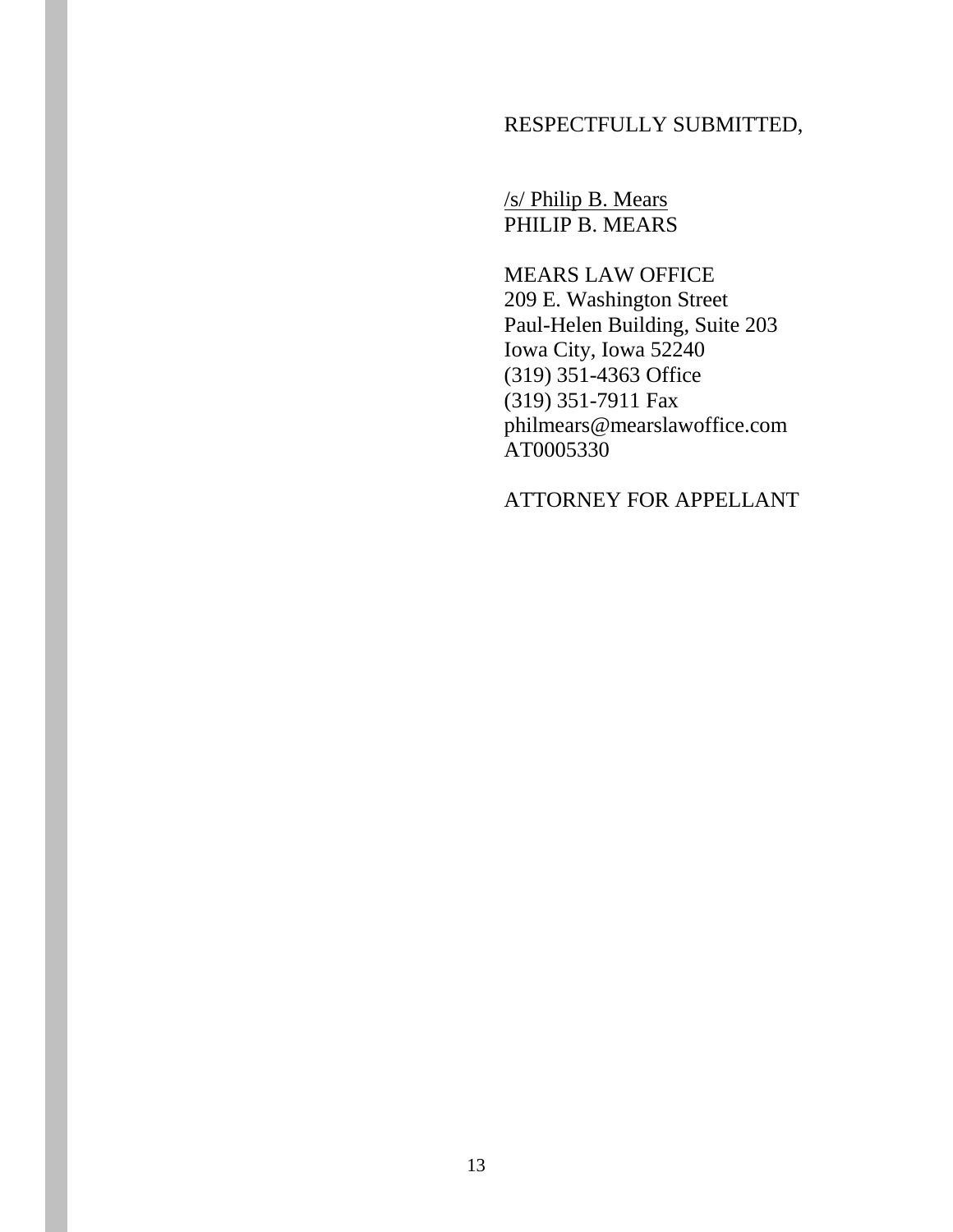RESPECTFULLY SUBMITTED,

/s/ Philip B. Mears
PHILIP B. MEARS

MEARS LAW OFFICE
209 E. Washington Street
Paul-Helen Building, Suite 203
Iowa City, Iowa 52240
(319) 351-4363 Office
(319) 351-7911 Fax
philmears@mearslawoffice.com
AT0005330

ATTORNEY FOR APPELLANT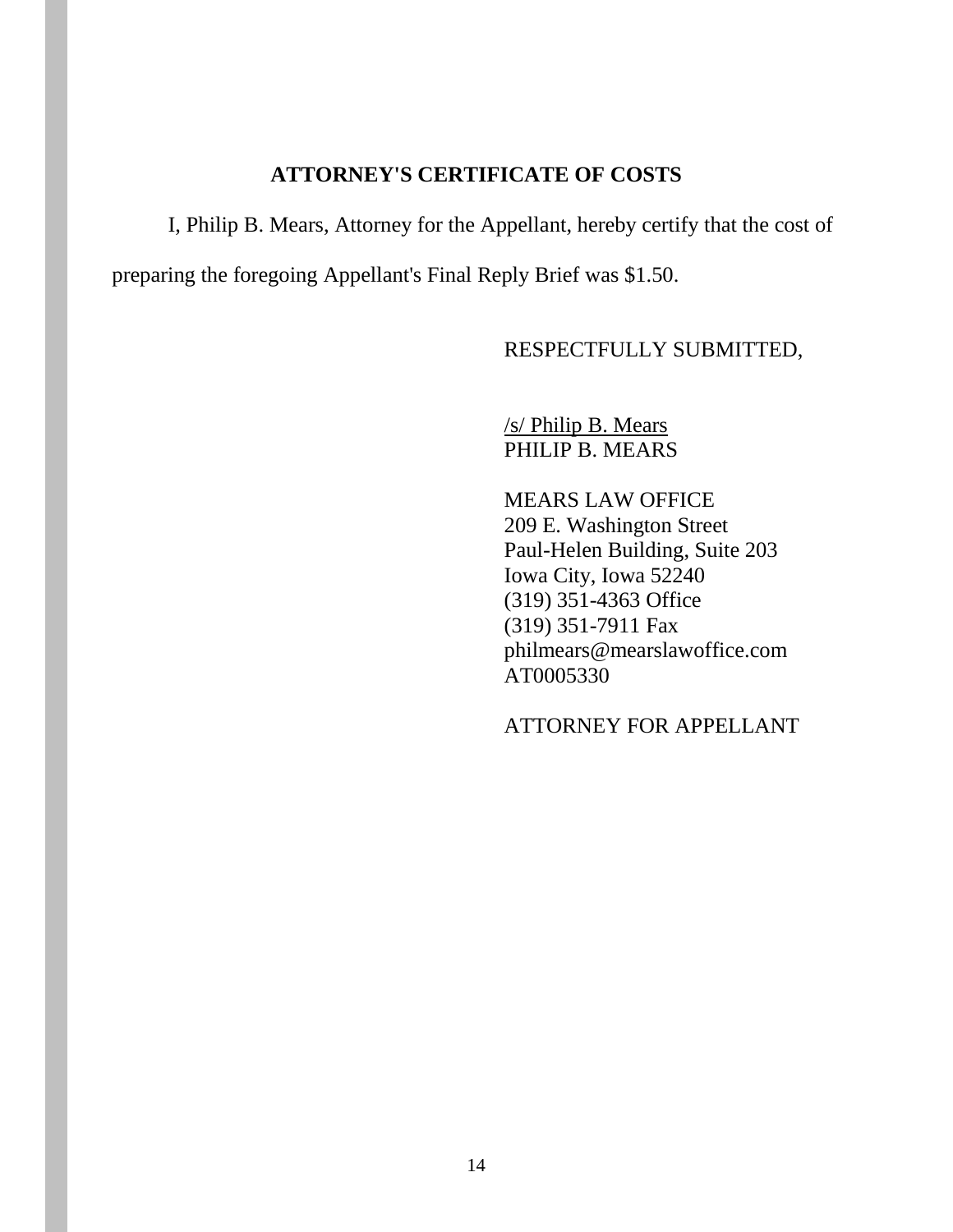## ATTORNEY'S CERTIFICATE OF COSTS

I, Philip B. Mears, Attorney for the Appellant, hereby certify that the cost of preparing the foregoing Appellant's Final Reply Brief was $1.50.

RESPECTFULLY SUBMITTED,

/s/ Philip B. Mears
PHILIP B. MEARS

MEARS LAW OFFICE
209 E. Washington Street
Paul-Helen Building, Suite 203
Iowa City, Iowa 52240
(319) 351-4363 Office
(319) 351-7911 Fax
philmears@mearslawoffice.com
AT0005330

ATTORNEY FOR APPELLANT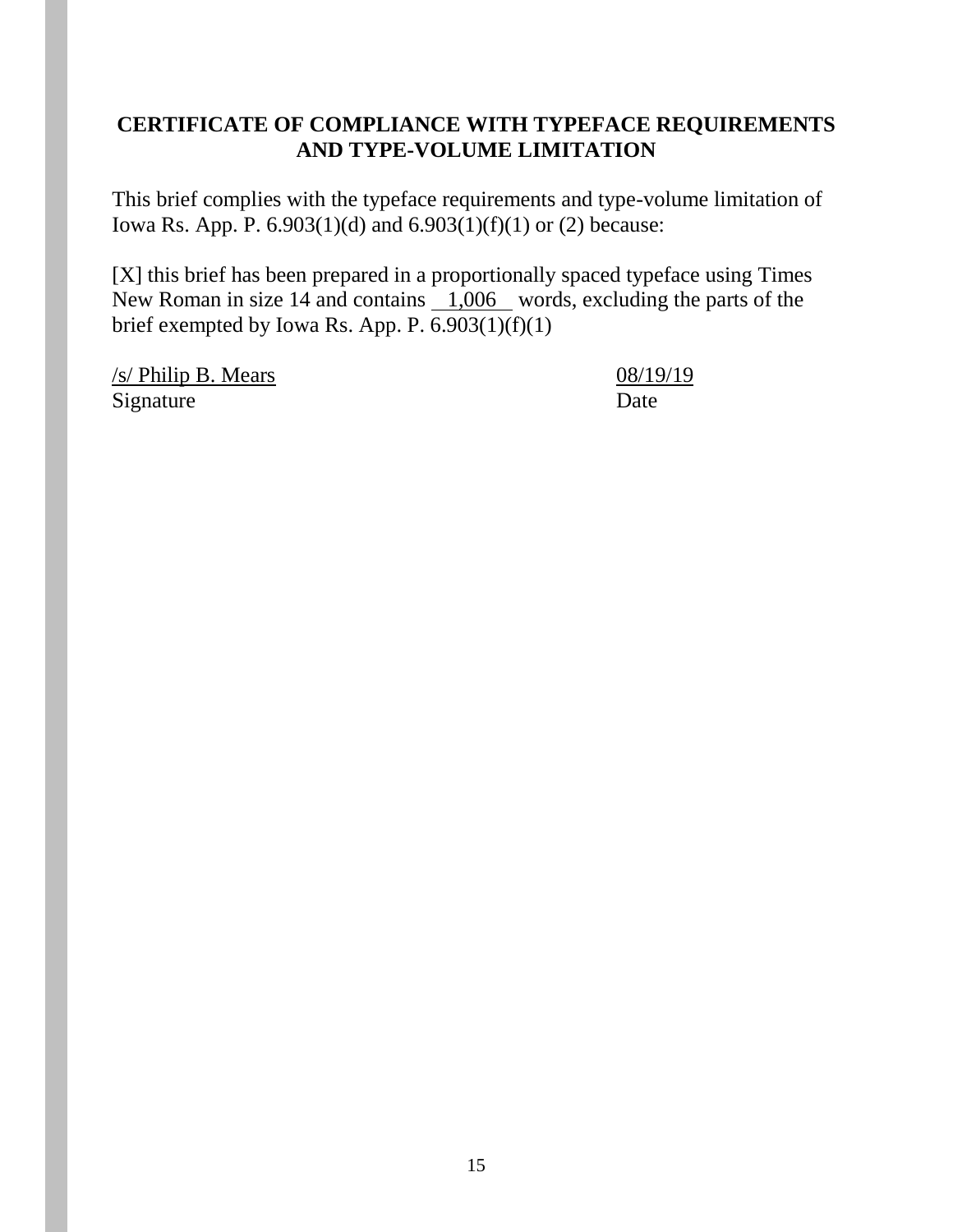## CERTIFICATE OF COMPLIANCE WITH TYPEFACE REQUIREMENTS AND TYPE-VOLUME LIMITATION

This brief complies with the typeface requirements and type-volume limitation of Iowa Rs. App. P. 6.903(1)(d) and 6.903(1)(f)(1) or (2) because:

[X] this brief has been prepared in a proportionally spaced typeface using Times New Roman in size 14 and contains 1,006 words, excluding the parts of the brief exempted by Iowa Rs. App. P. 6.903(1)(f)(1)

/s/ Philip B. Mears
Signature

08/19/19
Date